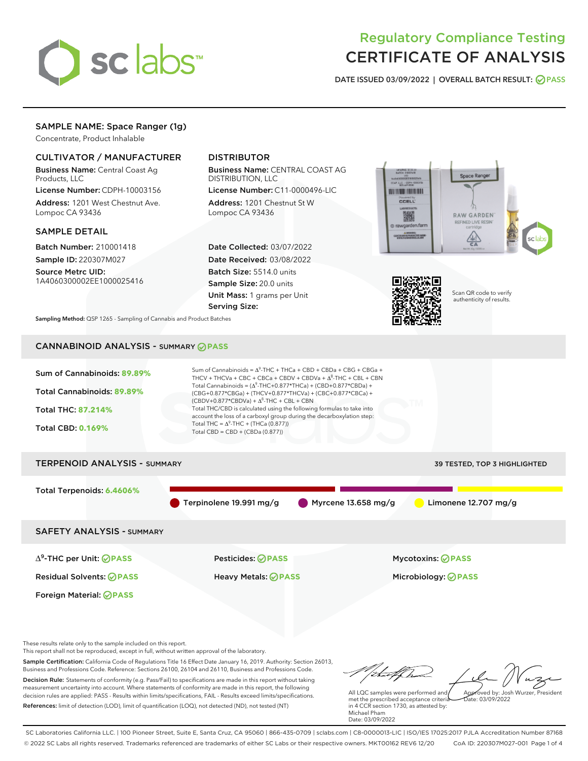# Regulatory Compliance Testing
# CERTIFICATE OF ANALYSIS

DATE ISSUED 03/09/2022 | OVERALL BATCH RESULT: PASS

## SAMPLE NAME: Space Ranger (1g)

Concentrate, Product Inhalable

### CULTIVATOR / MANUFACTURER

**Business Name:** Central Coast Ag Products, LLC

**License Number:** CDPH-10003156

**Address:** 1201 West Chestnut Ave. Lompoc CA 93436

### DISTRIBUTOR

**Business Name:** CENTRAL COAST AG DISTRIBUTION, LLC

**License Number:** C11-0000496-LIC

**Address:** 1201 Chestnut St W Lompoc CA 93436

### SAMPLE DETAIL

**Batch Number:** 210001418

**Sample ID:** 220307M027

**Source Metrc UID:** 1A4060300002EE1000025416

**Date Collected:** 03/07/2022

**Date Received:** 03/08/2022

**Batch Size:** 5514.0 units

**Sample Size:** 20.0 units

**Unit Mass:** 1 grams per Unit

**Serving Size:**

Scan QR code to verify authenticity of results.

**Sampling Method:** QSP 1265 - Sampling of Cannabis and Product Batches

## CANNABINOID ANALYSIS - SUMMARY PASS

**Sum of Cannabinoids:** 89.89%

**Total Cannabinoids:** 89.89%

**Total THC:** 87.214%

**Total CBD:** 0.169%

Sum of Cannabinoids = $\Delta^9$-THC + THCa + CBD + CBDa + CBG + CBGa + THCV + THCVa + CBC + CBCa + CBDV + CBDVa + $\Delta^8$-THC + CBL + CBN

Total Cannabinoids = ($\Delta^9$-THC+0.877*THCa) + (CBD+0.877*CBDa) + (CBG+0.877*CBGa) + (THCV+0.877*THCVa) + (CBC+0.877*CBCa) + (CBDV+0.877*CBDVa) + $\Delta^8$-THC + CBL + CBN

Total THC/CBD is calculated using the following formulas to take into account the loss of a carboxyl group during the decarboxylation step:

Total THC = $\Delta^9$-THC + (THCa (0.877))

Total CBD = CBD + (CBDa (0.877))

## TERPENOID ANALYSIS - SUMMARY

39 TESTED, TOP 3 HIGHLIGHTED

**Total Terpenoids:** 6.4606%

Terpinolene 19.991 mg/g | Myrcene 13.658 mg/g | Limonene 12.707 mg/g

## SAFETY ANALYSIS - SUMMARY

| | | |
|---|---|---|
| $\Delta^9$-THC per Unit: PASS | Pesticides: PASS | Mycotoxins: PASS |
| Residual Solvents: PASS | Heavy Metals: PASS | Microbiology: PASS |
| Foreign Material: PASS | | |

These results relate only to the sample included on this report.
This report shall not be reproduced, except in full, without written approval of the laboratory.

**Sample Certification:** California Code of Regulations Title 16 Effect Date January 16, 2019. Authority: Section 26013, Business and Professions Code. Reference: Sections 26100, 26104 and 26110, Business and Professions Code.

**Decision Rule:** Statements of conformity (e.g. Pass/Fail) to specifications are made in this report without taking measurement uncertainty into account. Where statements of conformity are made in this report, the following decision rules are applied: PASS - Results within limits/specifications, FAIL - Results exceed limits/specifications.

**References:** limit of detection (LOD), limit of quantification (LOQ), not detected (ND), not tested (NT)

All LQC samples were performed and met the prescribed acceptance criteria in 4 CCR section 1730, as attested by: Michael Pham
Date: 03/09/2022

Approved by: Josh Wurzer, President
Date: 03/09/2022

SC Laboratories California LLC. | 100 Pioneer Street, Suite E, Santa Cruz, CA 95060 | 866-435-0709 | sclabs.com | C8-0000013-LIC | ISO/IES 17025:2017 PJLA Accreditation Number 87168
© 2022 SC Labs all rights reserved. Trademarks referenced are trademarks of either SC Labs or their respective owners. MKT00162 REV6 12/20 CoA ID: 220307M027-001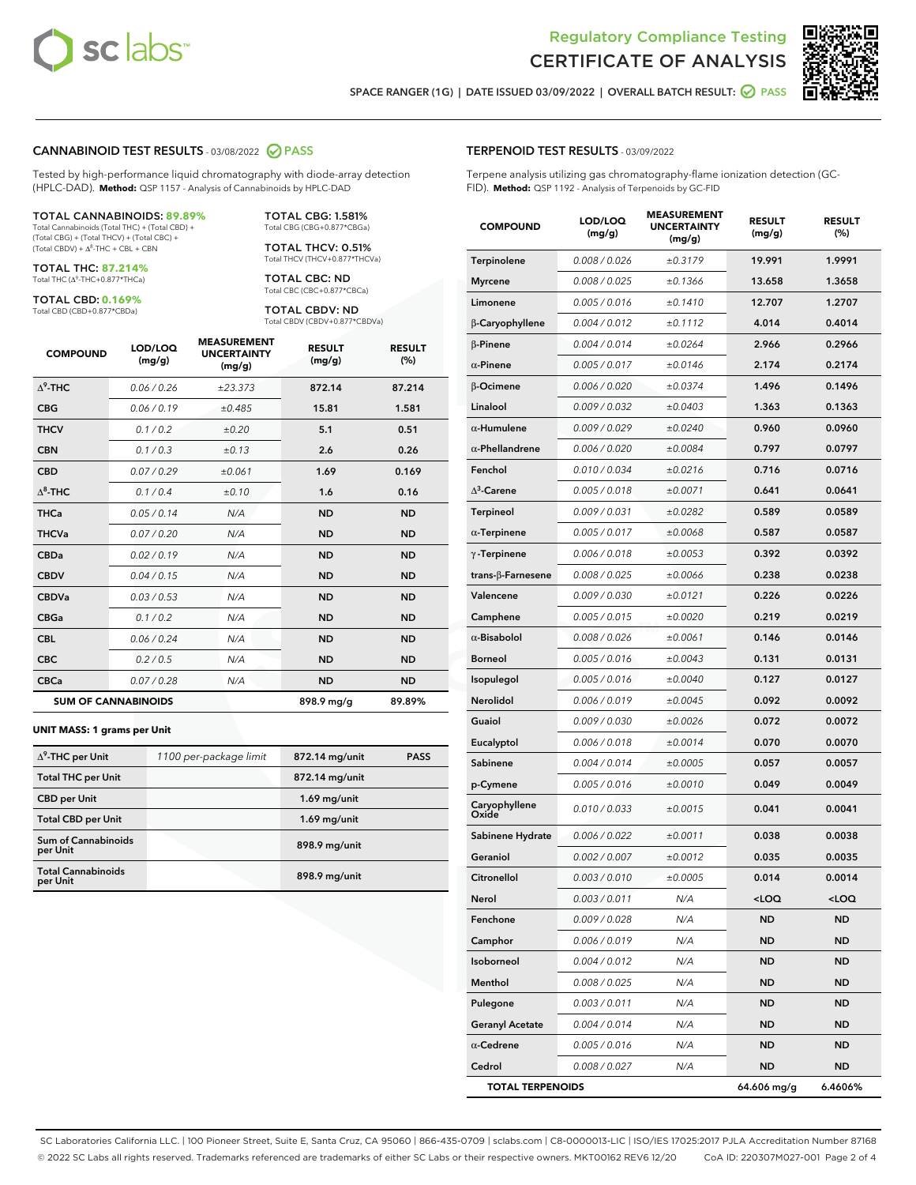Regulatory Compliance Testing
# CERTIFICATE OF ANALYSIS

SPACE RANGER (1G) | DATE ISSUED 03/09/2022 | OVERALL BATCH RESULT: PASS

## CANNABINOID TEST RESULTS - 03/08/2022 PASS

Tested by high-performance liquid chromatography with diode-array detection (HPLC-DAD). **Method:** QSP 1157 - Analysis of Cannabinoids by HPLC-DAD

**TOTAL CANNABINOIDS: 89.89%**
Total Cannabinoids (Total THC) + (Total CBD) + (Total CBG) + (Total THCV) + (Total CBC) + (Total CBDV) + $\Delta^8$-THC + CBL + CBN

**TOTAL THC: 87.214%**
Total THC ($\Delta^9$-THC+0.877*THCa)

**TOTAL CBD: 0.169%**
Total CBD (CBD+0.877*CBDa)

**TOTAL CBG: 1.581%**
Total CBG (CBG+0.877*CBGa)

**TOTAL THCV: 0.51%**
Total THCV (THCV+0.877*THCVa)

**TOTAL CBC: ND**
Total CBC (CBC+0.877*CBCa)

**TOTAL CBDV: ND**
Total CBDV (CBDV+0.877*CBDVa)

| COMPOUND | LOD/LOQ (mg/g) | MEASUREMENT UNCERTAINTY (mg/g) | RESULT (mg/g) | RESULT (%) |
|---|---|---|---|---|
| $\Delta^9$-THC | 0.06 / 0.26 | ±23.373 | 872.14 | 87.214 |
| CBG | 0.06 / 0.19 | ±0.485 | 15.81 | 1.581 |
| THCV | 0.1 / 0.2 | ±0.20 | 5.1 | 0.51 |
| CBN | 0.1 / 0.3 | ±0.13 | 2.6 | 0.26 |
| CBD | 0.07 / 0.29 | ±0.061 | 1.69 | 0.169 |
| $\Delta^8$-THC | 0.1 / 0.4 | ±0.10 | 1.6 | 0.16 |
| THCa | 0.05 / 0.14 | N/A | ND | ND |
| THCVa | 0.07 / 0.20 | N/A | ND | ND |
| CBDa | 0.02 / 0.19 | N/A | ND | ND |
| CBDV | 0.04 / 0.15 | N/A | ND | ND |
| CBDVa | 0.03 / 0.53 | N/A | ND | ND |
| CBGa | 0.1 / 0.2 | N/A | ND | ND |
| CBL | 0.06 / 0.24 | N/A | ND | ND |
| CBC | 0.2 / 0.5 | N/A | ND | ND |
| CBCa | 0.07 / 0.28 | N/A | ND | ND |
| **SUM OF CANNABINOIDS** | | | 898.9 mg/g | 89.89% |

**UNIT MASS: 1 grams per Unit**

| | | | |
|---|---|---|---|
| $\Delta^9$-THC per Unit | 1100 per-package limit | 872.14 mg/unit | PASS |
| Total THC per Unit | | 872.14 mg/unit | |
| CBD per Unit | | 1.69 mg/unit | |
| Total CBD per Unit | | 1.69 mg/unit | |
| Sum of Cannabinoids per Unit | | 898.9 mg/unit | |
| Total Cannabinoids per Unit | | 898.9 mg/unit | |

## TERPENOID TEST RESULTS - 03/09/2022

Terpene analysis utilizing gas chromatography-flame ionization detection (GC-FID). **Method:** QSP 1192 - Analysis of Terpenoids by GC-FID

| COMPOUND | LOD/LOQ (mg/g) | MEASUREMENT UNCERTAINTY (mg/g) | RESULT (mg/g) | RESULT (%) |
|---|---|---|---|---|
| Terpinolene | 0.008 / 0.026 | ±0.3179 | 19.991 | 1.9991 |
| Myrcene | 0.008 / 0.025 | ±0.1366 | 13.658 | 1.3658 |
| Limonene | 0.005 / 0.016 | ±0.1410 | 12.707 | 1.2707 |
| β-Caryophyllene | 0.004 / 0.012 | ±0.1112 | 4.014 | 0.4014 |
| β-Pinene | 0.004 / 0.014 | ±0.0264 | 2.966 | 0.2966 |
| α-Pinene | 0.005 / 0.017 | ±0.0146 | 2.174 | 0.2174 |
| β-Ocimene | 0.006 / 0.020 | ±0.0374 | 1.496 | 0.1496 |
| Linalool | 0.009 / 0.032 | ±0.0403 | 1.363 | 0.1363 |
| α-Humulene | 0.009 / 0.029 | ±0.0240 | 0.960 | 0.0960 |
| α-Phellandrene | 0.006 / 0.020 | ±0.0084 | 0.797 | 0.0797 |
| Fenchol | 0.010 / 0.034 | ±0.0216 | 0.716 | 0.0716 |
| $\Delta^3$-Carene | 0.005 / 0.018 | ±0.0071 | 0.641 | 0.0641 |
| Terpineol | 0.009 / 0.031 | ±0.0282 | 0.589 | 0.0589 |
| α-Terpinene | 0.005 / 0.017 | ±0.0068 | 0.587 | 0.0587 |
| γ-Terpinene | 0.006 / 0.018 | ±0.0053 | 0.392 | 0.0392 |
| trans-β-Farnesene | 0.008 / 0.025 | ±0.0066 | 0.238 | 0.0238 |
| Valencene | 0.009 / 0.030 | ±0.0121 | 0.226 | 0.0226 |
| Camphene | 0.005 / 0.015 | ±0.0020 | 0.219 | 0.0219 |
| α-Bisabolol | 0.008 / 0.026 | ±0.0061 | 0.146 | 0.0146 |
| Borneol | 0.005 / 0.016 | ±0.0043 | 0.131 | 0.0131 |
| Isopulegol | 0.005 / 0.016 | ±0.0040 | 0.127 | 0.0127 |
| Nerolidol | 0.006 / 0.019 | ±0.0045 | 0.092 | 0.0092 |
| Guaiol | 0.009 / 0.030 | ±0.0026 | 0.072 | 0.0072 |
| Eucalyptol | 0.006 / 0.018 | ±0.0014 | 0.070 | 0.0070 |
| Sabinene | 0.004 / 0.014 | ±0.0005 | 0.057 | 0.0057 |
| p-Cymene | 0.005 / 0.016 | ±0.0010 | 0.049 | 0.0049 |
| Caryophyllene Oxide | 0.010 / 0.033 | ±0.0015 | 0.041 | 0.0041 |
| Sabinene Hydrate | 0.006 / 0.022 | ±0.0011 | 0.038 | 0.0038 |
| Geraniol | 0.002 / 0.007 | ±0.0012 | 0.035 | 0.0035 |
| Citronellol | 0.003 / 0.010 | ±0.0005 | 0.014 | 0.0014 |
| Nerol | 0.003 / 0.011 | N/A | <LOQ | <LOQ |
| Fenchone | 0.009 / 0.028 | N/A | ND | ND |
| Camphor | 0.006 / 0.019 | N/A | ND | ND |
| Isoborneol | 0.004 / 0.012 | N/A | ND | ND |
| Menthol | 0.008 / 0.025 | N/A | ND | ND |
| Pulegone | 0.003 / 0.011 | N/A | ND | ND |
| Geranyl Acetate | 0.004 / 0.014 | N/A | ND | ND |
| α-Cedrene | 0.005 / 0.016 | N/A | ND | ND |
| Cedrol | 0.008 / 0.027 | N/A | ND | ND |
| **TOTAL TERPENOIDS** | | | 64.606 mg/g | 6.4606% |

SC Laboratories California LLC. | 100 Pioneer Street, Suite E, Santa Cruz, CA 95060 | 866-435-0709 | sclabs.com | C8-0000013-LIC | ISO/IES 17025:2017 PJLA Accreditation Number 87168
© 2022 SC Labs all rights reserved. Trademarks referenced are trademarks of either SC Labs or their respective owners. MKT00162 REV6 12/20 CoA ID: 220307M027-001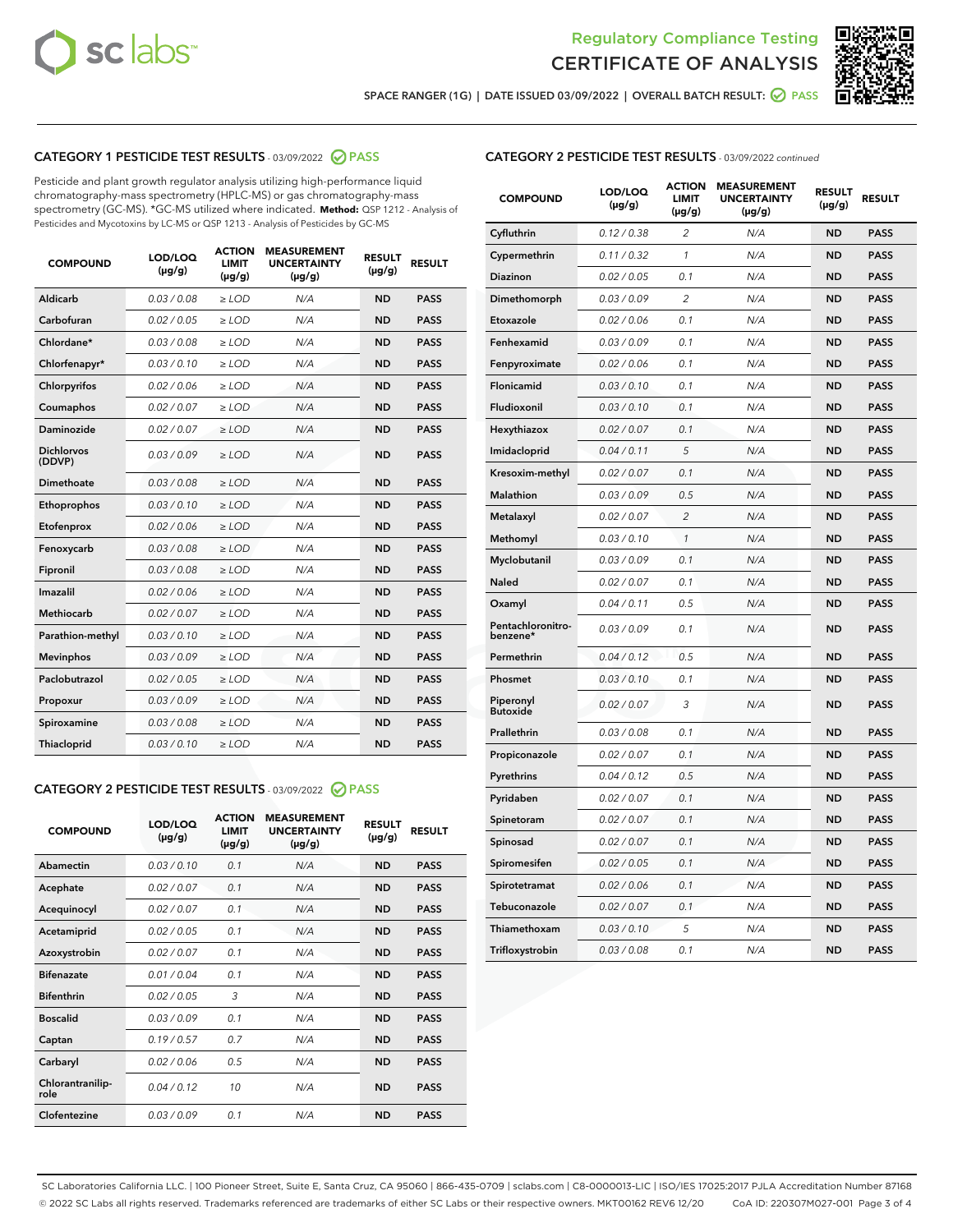## CATEGORY 1 PESTICIDE TEST RESULTS - 03/09/2022 PASS

Pesticide and plant growth regulator analysis utilizing high-performance liquid chromatography-mass spectrometry (HPLC-MS) or gas chromatography-mass spectrometry (GC-MS). *GC-MS utilized where indicated. **Method:** QSP 1212 - Analysis of Pesticides and Mycotoxins by LC-MS or QSP 1213 - Analysis of Pesticides by GC-MS

| COMPOUND | LOD/LOQ (µg/g) | ACTION LIMIT (µg/g) | MEASUREMENT UNCERTAINTY (µg/g) | RESULT (µg/g) | RESULT |
|---|---|---|---|---|---|
| Aldicarb | 0.03 / 0.08 | ≥ LOD | N/A | ND | PASS |
| Carbofuran | 0.02 / 0.05 | ≥ LOD | N/A | ND | PASS |
| Chlordane* | 0.03 / 0.08 | ≥ LOD | N/A | ND | PASS |
| Chlorfenapyr* | 0.03 / 0.10 | ≥ LOD | N/A | ND | PASS |
| Chlorpyrifos | 0.02 / 0.06 | ≥ LOD | N/A | ND | PASS |
| Coumaphos | 0.02 / 0.07 | ≥ LOD | N/A | ND | PASS |
| Daminozide | 0.02 / 0.07 | ≥ LOD | N/A | ND | PASS |
| Dichlorvos (DDVP) | 0.03 / 0.09 | ≥ LOD | N/A | ND | PASS |
| Dimethoate | 0.03 / 0.08 | ≥ LOD | N/A | ND | PASS |
| Ethoprophos | 0.03 / 0.10 | ≥ LOD | N/A | ND | PASS |
| Etofenprox | 0.02 / 0.06 | ≥ LOD | N/A | ND | PASS |
| Fenoxycarb | 0.03 / 0.08 | ≥ LOD | N/A | ND | PASS |
| Fipronil | 0.03 / 0.08 | ≥ LOD | N/A | ND | PASS |
| Imazalil | 0.02 / 0.06 | ≥ LOD | N/A | ND | PASS |
| Methiocarb | 0.02 / 0.07 | ≥ LOD | N/A | ND | PASS |
| Parathion-methyl | 0.03 / 0.10 | ≥ LOD | N/A | ND | PASS |
| Mevinphos | 0.03 / 0.09 | ≥ LOD | N/A | ND | PASS |
| Paclobutrazol | 0.02 / 0.05 | ≥ LOD | N/A | ND | PASS |
| Propoxur | 0.03 / 0.09 | ≥ LOD | N/A | ND | PASS |
| Spiroxamine | 0.03 / 0.08 | ≥ LOD | N/A | ND | PASS |
| Thiacloprid | 0.03 / 0.10 | ≥ LOD | N/A | ND | PASS |

## CATEGORY 2 PESTICIDE TEST RESULTS - 03/09/2022 PASS

| COMPOUND | LOD/LOQ (µg/g) | ACTION LIMIT (µg/g) | MEASUREMENT UNCERTAINTY (µg/g) | RESULT (µg/g) | RESULT |
|---|---|---|---|---|---|
| Abamectin | 0.03 / 0.10 | 0.1 | N/A | ND | PASS |
| Acephate | 0.02 / 0.07 | 0.1 | N/A | ND | PASS |
| Acequinocyl | 0.02 / 0.07 | 0.1 | N/A | ND | PASS |
| Acetamiprid | 0.02 / 0.05 | 0.1 | N/A | ND | PASS |
| Azoxystrobin | 0.02 / 0.07 | 0.1 | N/A | ND | PASS |
| Bifenazate | 0.01 / 0.04 | 0.1 | N/A | ND | PASS |
| Bifenthrin | 0.02 / 0.05 | 3 | N/A | ND | PASS |
| Boscalid | 0.03 / 0.09 | 0.1 | N/A | ND | PASS |
| Captan | 0.19 / 0.57 | 0.7 | N/A | ND | PASS |
| Carbaryl | 0.02 / 0.06 | 0.5 | N/A | ND | PASS |
| Chlorantraniliprole | 0.04 / 0.12 | 10 | N/A | ND | PASS |
| Clofentezine | 0.03 / 0.09 | 0.1 | N/A | ND | PASS |
| Cyfluthrin | 0.12 / 0.38 | 2 | N/A | ND | PASS |
| Cypermethrin | 0.11 / 0.32 | 1 | N/A | ND | PASS |
| Diazinon | 0.02 / 0.05 | 0.1 | N/A | ND | PASS |
| Dimethomorph | 0.03 / 0.09 | 2 | N/A | ND | PASS |
| Etoxazole | 0.02 / 0.06 | 0.1 | N/A | ND | PASS |
| Fenhexamid | 0.03 / 0.09 | 0.1 | N/A | ND | PASS |
| Fenpyroximate | 0.02 / 0.06 | 0.1 | N/A | ND | PASS |
| Flonicamid | 0.03 / 0.10 | 0.1 | N/A | ND | PASS |
| Fludioxonil | 0.03 / 0.10 | 0.1 | N/A | ND | PASS |
| Hexythiazox | 0.02 / 0.07 | 0.1 | N/A | ND | PASS |
| Imidacloprid | 0.04 / 0.11 | 5 | N/A | ND | PASS |
| Kresoxim-methyl | 0.02 / 0.07 | 0.1 | N/A | ND | PASS |
| Malathion | 0.03 / 0.09 | 0.5 | N/A | ND | PASS |
| Metalaxyl | 0.02 / 0.07 | 2 | N/A | ND | PASS |
| Methomyl | 0.03 / 0.10 | 1 | N/A | ND | PASS |
| Myclobutanil | 0.03 / 0.09 | 0.1 | N/A | ND | PASS |
| Naled | 0.02 / 0.07 | 0.1 | N/A | ND | PASS |
| Oxamyl | 0.04 / 0.11 | 0.5 | N/A | ND | PASS |
| Pentachloronitrobenzene* | 0.03 / 0.09 | 0.1 | N/A | ND | PASS |
| Permethrin | 0.04 / 0.12 | 0.5 | N/A | ND | PASS |
| Phosmet | 0.03 / 0.10 | 0.1 | N/A | ND | PASS |
| Piperonyl Butoxide | 0.02 / 0.07 | 3 | N/A | ND | PASS |
| Prallethrin | 0.03 / 0.08 | 0.1 | N/A | ND | PASS |
| Propiconazole | 0.02 / 0.07 | 0.1 | N/A | ND | PASS |
| Pyrethrins | 0.04 / 0.12 | 0.5 | N/A | ND | PASS |
| Pyridaben | 0.02 / 0.07 | 0.1 | N/A | ND | PASS |
| Spinetoram | 0.02 / 0.07 | 0.1 | N/A | ND | PASS |
| Spinosad | 0.02 / 0.07 | 0.1 | N/A | ND | PASS |
| Spiromesifen | 0.02 / 0.05 | 0.1 | N/A | ND | PASS |
| Spirotetramat | 0.02 / 0.06 | 0.1 | N/A | ND | PASS |
| Tebuconazole | 0.02 / 0.07 | 0.1 | N/A | ND | PASS |
| Thiamethoxam | 0.03 / 0.10 | 5 | N/A | ND | PASS |
| Trifloxystrobin | 0.03 / 0.08 | 0.1 | N/A | ND | PASS |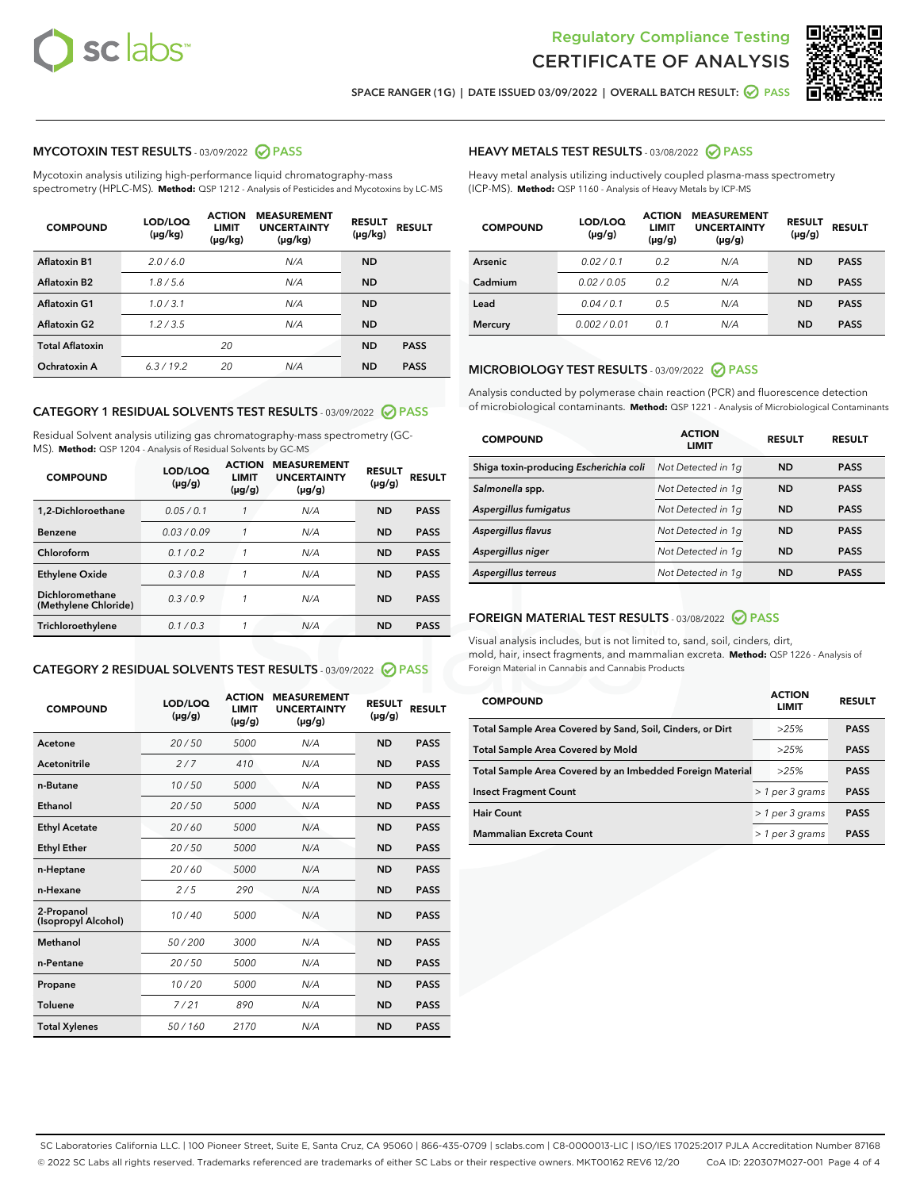Regulatory Compliance Testing
# CERTIFICATE OF ANALYSIS

SPACE RANGER (1G) | DATE ISSUED 03/09/2022 | OVERALL BATCH RESULT: PASS

## MYCOTOXIN TEST RESULTS - 03/09/2022 PASS

Mycotoxin analysis utilizing high-performance liquid chromatography-mass spectrometry (HPLC-MS). **Method:** QSP 1212 - Analysis of Pesticides and Mycotoxins by LC-MS

| COMPOUND | LOD/LOQ (µg/kg) | ACTION LIMIT (µg/kg) | MEASUREMENT UNCERTAINTY (µg/kg) | RESULT (µg/kg) | RESULT |
|---|---|---|---|---|---|
| Aflatoxin B1 | 2.0 / 6.0 | | N/A | ND | |
| Aflatoxin B2 | 1.8 / 5.6 | | N/A | ND | |
| Aflatoxin G1 | 1.0 / 3.1 | | N/A | ND | |
| Aflatoxin G2 | 1.2 / 3.5 | | N/A | ND | |
| Total Aflatoxin | | 20 | | ND | PASS |
| Ochratoxin A | 6.3 / 19.2 | 20 | N/A | ND | PASS |

## CATEGORY 1 RESIDUAL SOLVENTS TEST RESULTS - 03/09/2022 PASS

Residual Solvent analysis utilizing gas chromatography-mass spectrometry (GC-MS). **Method:** QSP 1204 - Analysis of Residual Solvents by GC-MS

| COMPOUND | LOD/LOQ (µg/g) | ACTION LIMIT (µg/g) | MEASUREMENT UNCERTAINTY (µg/g) | RESULT (µg/g) | RESULT |
|---|---|---|---|---|---|
| 1,2-Dichloroethane | 0.05 / 0.1 | 1 | N/A | ND | PASS |
| Benzene | 0.03 / 0.09 | 1 | N/A | ND | PASS |
| Chloroform | 0.1 / 0.2 | 1 | N/A | ND | PASS |
| Ethylene Oxide | 0.3 / 0.8 | 1 | N/A | ND | PASS |
| Dichloromethane (Methylene Chloride) | 0.3 / 0.9 | 1 | N/A | ND | PASS |
| Trichloroethylene | 0.1 / 0.3 | 1 | N/A | ND | PASS |

## CATEGORY 2 RESIDUAL SOLVENTS TEST RESULTS - 03/09/2022 PASS

| COMPOUND | LOD/LOQ (µg/g) | ACTION LIMIT (µg/g) | MEASUREMENT UNCERTAINTY (µg/g) | RESULT (µg/g) | RESULT |
|---|---|---|---|---|---|
| Acetone | 20 / 50 | 5000 | N/A | ND | PASS |
| Acetonitrile | 2 / 7 | 410 | N/A | ND | PASS |
| n-Butane | 10 / 50 | 5000 | N/A | ND | PASS |
| Ethanol | 20 / 50 | 5000 | N/A | ND | PASS |
| Ethyl Acetate | 20 / 60 | 5000 | N/A | ND | PASS |
| Ethyl Ether | 20 / 50 | 5000 | N/A | ND | PASS |
| n-Heptane | 20 / 60 | 5000 | N/A | ND | PASS |
| n-Hexane | 2 / 5 | 290 | N/A | ND | PASS |
| 2-Propanol (Isopropyl Alcohol) | 10 / 40 | 5000 | N/A | ND | PASS |
| Methanol | 50 / 200 | 3000 | N/A | ND | PASS |
| n-Pentane | 20 / 50 | 5000 | N/A | ND | PASS |
| Propane | 10 / 20 | 5000 | N/A | ND | PASS |
| Toluene | 7 / 21 | 890 | N/A | ND | PASS |
| Total Xylenes | 50 / 160 | 2170 | N/A | ND | PASS |

## HEAVY METALS TEST RESULTS - 03/08/2022 PASS

Heavy metal analysis utilizing inductively coupled plasma-mass spectrometry (ICP-MS). **Method:** QSP 1160 - Analysis of Heavy Metals by ICP-MS

| COMPOUND | LOD/LOQ (µg/g) | ACTION LIMIT (µg/g) | MEASUREMENT UNCERTAINTY (µg/g) | RESULT (µg/g) | RESULT |
|---|---|---|---|---|---|
| Arsenic | 0.02 / 0.1 | 0.2 | N/A | ND | PASS |
| Cadmium | 0.02 / 0.05 | 0.2 | N/A | ND | PASS |
| Lead | 0.04 / 0.1 | 0.5 | N/A | ND | PASS |
| Mercury | 0.002 / 0.01 | 0.1 | N/A | ND | PASS |

## MICROBIOLOGY TEST RESULTS - 03/09/2022 PASS

Analysis conducted by polymerase chain reaction (PCR) and fluorescence detection of microbiological contaminants. **Method:** QSP 1221 - Analysis of Microbiological Contaminants

| COMPOUND | ACTION LIMIT | RESULT | RESULT |
|---|---|---|---|
| Shiga toxin-producing *Escherichia coli* | Not Detected in 1g | ND | PASS |
| *Salmonella* spp. | Not Detected in 1g | ND | PASS |
| *Aspergillus fumigatus* | Not Detected in 1g | ND | PASS |
| *Aspergillus flavus* | Not Detected in 1g | ND | PASS |
| *Aspergillus niger* | Not Detected in 1g | ND | PASS |
| *Aspergillus terreus* | Not Detected in 1g | ND | PASS |

## FOREIGN MATERIAL TEST RESULTS - 03/08/2022 PASS

Visual analysis includes, but is not limited to, sand, soil, cinders, dirt, mold, hair, insect fragments, and mammalian excreta. **Method:** QSP 1226 - Analysis of Foreign Material in Cannabis and Cannabis Products

| COMPOUND | ACTION LIMIT | RESULT |
|---|---|---|
| Total Sample Area Covered by Sand, Soil, Cinders, or Dirt | >25% | PASS |
| Total Sample Area Covered by Mold | >25% | PASS |
| Total Sample Area Covered by an Imbedded Foreign Material | >25% | PASS |
| Insect Fragment Count | > 1 per 3 grams | PASS |
| Hair Count | > 1 per 3 grams | PASS |
| Mammalian Excreta Count | > 1 per 3 grams | PASS |

SC Laboratories California LLC. | 100 Pioneer Street, Suite E, Santa Cruz, CA 95060 | 866-435-0709 | sclabs.com | C8-0000013-LIC | ISO/IES 17025:2017 PJLA Accreditation Number 87168
© 2022 SC Labs all rights reserved. Trademarks referenced are trademarks of either SC Labs or their respective owners. MKT00162 REV6 12/20 CoA ID: 220307M027-001